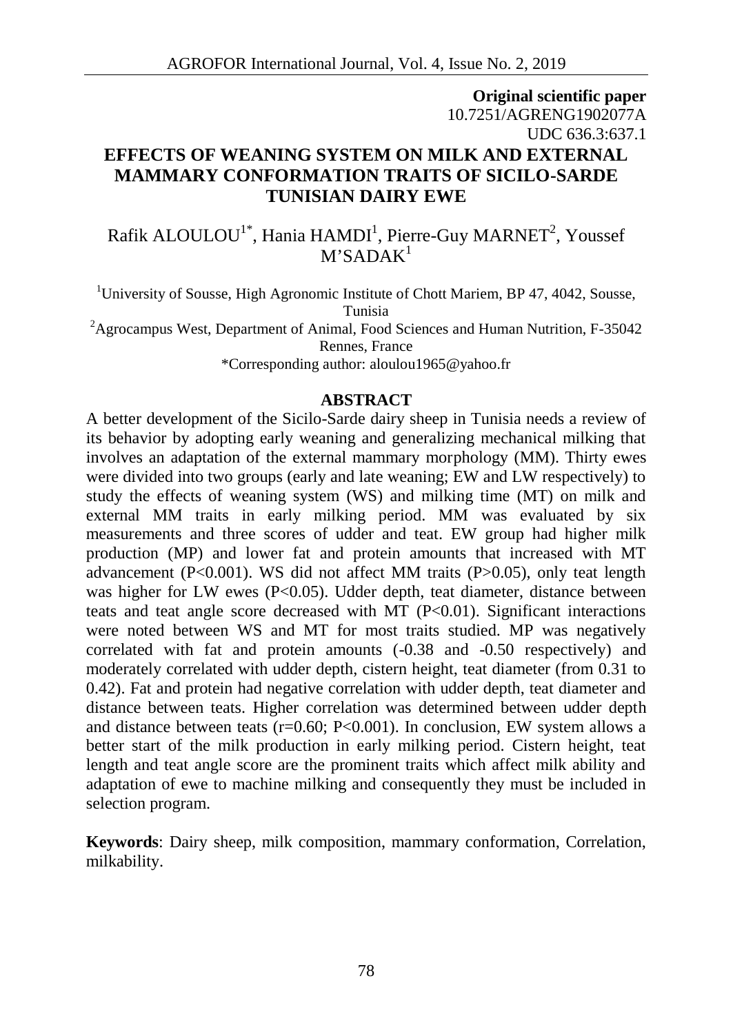**Original scientific paper**
10.7251/AGRENG1902077A
UDC 636.3:637.1

# EFFECTS OF WEANING SYSTEM ON MILK AND EXTERNAL MAMMARY CONFORMATION TRAITS OF SICILO-SARDE TUNISIAN DAIRY EWE

Rafik ALOULOU[1*], Hania HAMDI[1], Pierre-Guy MARNET[2], Youssef M'SADAK[1]

[1]University of Sousse, High Agronomic Institute of Chott Mariem, BP 47, 4042, Sousse, Tunisia
[2]Agrocampus West, Department of Animal, Food Sciences and Human Nutrition, F-35042 Rennes, France
*Corresponding author: aloulou1965@yahoo.fr

## ABSTRACT

A better development of the Sicilo-Sarde dairy sheep in Tunisia needs a review of its behavior by adopting early weaning and generalizing mechanical milking that involves an adaptation of the external mammary morphology (MM). Thirty ewes were divided into two groups (early and late weaning; EW and LW respectively) to study the effects of weaning system (WS) and milking time (MT) on milk and external MM traits in early milking period. MM was evaluated by six measurements and three scores of udder and teat. EW group had higher milk production (MP) and lower fat and protein amounts that increased with MT advancement ($P<0.001$). WS did not affect MM traits ($P>0.05$), only teat length was higher for LW ewes ($P<0.05$). Udder depth, teat diameter, distance between teats and teat angle score decreased with MT ($P<0.01$). Significant interactions were noted between WS and MT for most traits studied. MP was negatively correlated with fat and protein amounts (-0.38 and -0.50 respectively) and moderately correlated with udder depth, cistern height, teat diameter (from 0.31 to 0.42). Fat and protein had negative correlation with udder depth, teat diameter and distance between teats. Higher correlation was determined between udder depth and distance between teats ($r=0.60$; $P<0.001$). In conclusion, EW system allows a better start of the milk production in early milking period. Cistern height, teat length and teat angle score are the prominent traits which affect milk ability and adaptation of ewe to machine milking and consequently they must be included in selection program.

**Keywords**: Dairy sheep, milk composition, mammary conformation, Correlation, milkability.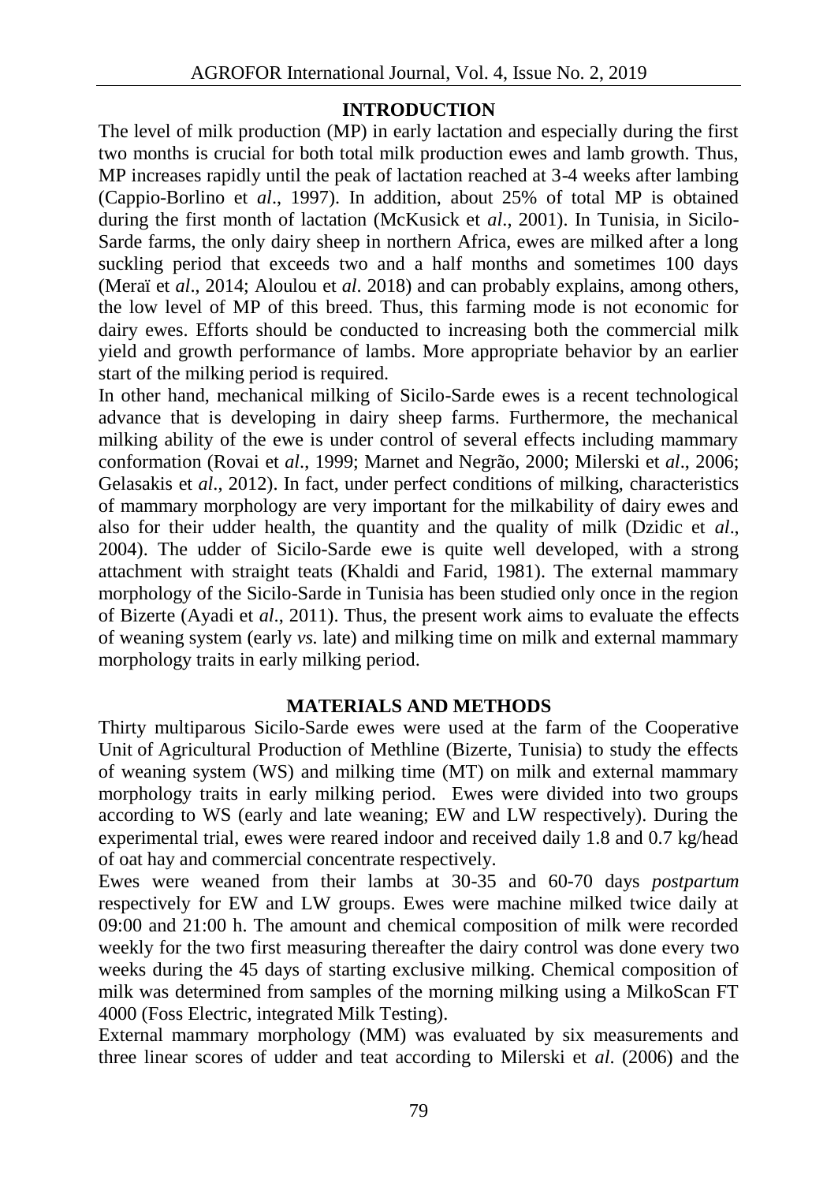## INTRODUCTION

The level of milk production (MP) in early lactation and especially during the first two months is crucial for both total milk production ewes and lamb growth. Thus, MP increases rapidly until the peak of lactation reached at 3-4 weeks after lambing (Cappio-Borlino et *al*., 1997). In addition, about 25% of total MP is obtained during the first month of lactation (McKusick et *al*., 2001). In Tunisia, in Sicilo-Sarde farms, the only dairy sheep in northern Africa, ewes are milked after a long suckling period that exceeds two and a half months and sometimes 100 days (Meraï et *al*., 2014; Aloulou et *al*. 2018) and can probably explains, among others, the low level of MP of this breed. Thus, this farming mode is not economic for dairy ewes. Efforts should be conducted to increasing both the commercial milk yield and growth performance of lambs. More appropriate behavior by an earlier start of the milking period is required.

In other hand, mechanical milking of Sicilo-Sarde ewes is a recent technological advance that is developing in dairy sheep farms. Furthermore, the mechanical milking ability of the ewe is under control of several effects including mammary conformation (Rovai et *al*., 1999; Marnet and Negrão, 2000; Milerski et *al*., 2006; Gelasakis et *al*., 2012). In fact, under perfect conditions of milking, characteristics of mammary morphology are very important for the milkability of dairy ewes and also for their udder health, the quantity and the quality of milk (Dzidic et *al*., 2004). The udder of Sicilo-Sarde ewe is quite well developed, with a strong attachment with straight teats (Khaldi and Farid, 1981). The external mammary morphology of the Sicilo-Sarde in Tunisia has been studied only once in the region of Bizerte (Ayadi et *al*., 2011). Thus, the present work aims to evaluate the effects of weaning system (early *vs.* late) and milking time on milk and external mammary morphology traits in early milking period.

## MATERIALS AND METHODS

Thirty multiparous Sicilo-Sarde ewes were used at the farm of the Cooperative Unit of Agricultural Production of Methline (Bizerte, Tunisia) to study the effects of weaning system (WS) and milking time (MT) on milk and external mammary morphology traits in early milking period. Ewes were divided into two groups according to WS (early and late weaning; EW and LW respectively). During the experimental trial, ewes were reared indoor and received daily 1.8 and 0.7 kg/head of oat hay and commercial concentrate respectively.

Ewes were weaned from their lambs at 30-35 and 60-70 days *postpartum* respectively for EW and LW groups. Ewes were machine milked twice daily at 09:00 and 21:00 h. The amount and chemical composition of milk were recorded weekly for the two first measuring thereafter the dairy control was done every two weeks during the 45 days of starting exclusive milking. Chemical composition of milk was determined from samples of the morning milking using a MilkoScan FT 4000 (Foss Electric, integrated Milk Testing).

External mammary morphology (MM) was evaluated by six measurements and three linear scores of udder and teat according to Milerski et *al*. (2006) and the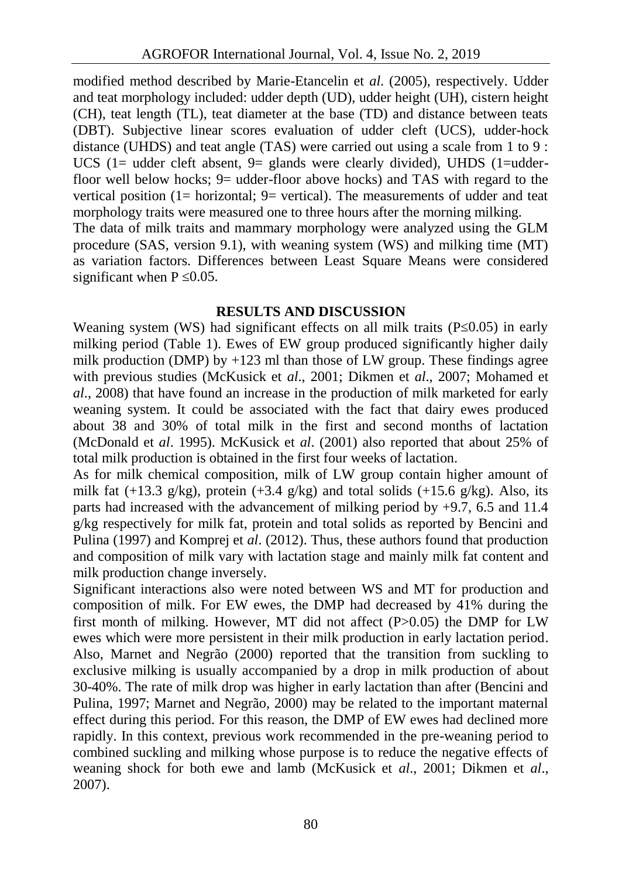modified method described by Marie-Etancelin et *al*. (2005), respectively. Udder and teat morphology included: udder depth (UD), udder height (UH), cistern height (CH), teat length (TL), teat diameter at the base (TD) and distance between teats (DBT). Subjective linear scores evaluation of udder cleft (UCS), udder-hock distance (UHDS) and teat angle (TAS) were carried out using a scale from 1 to 9 : UCS (1= udder cleft absent, 9= glands were clearly divided), UHDS (1=udder-floor well below hocks; 9= udder-floor above hocks) and TAS with regard to the vertical position (1= horizontal; 9= vertical). The measurements of udder and teat morphology traits were measured one to three hours after the morning milking.

The data of milk traits and mammary morphology were analyzed using the GLM procedure (SAS, version 9.1), with weaning system (WS) and milking time (MT) as variation factors. Differences between Least Square Means were considered significant when $P \leq 0.05$.

## RESULTS AND DISCUSSION

Weaning system (WS) had significant effects on all milk traits ($P \leq 0.05$) in early milking period (Table 1). Ewes of EW group produced significantly higher daily milk production (DMP) by +123 ml than those of LW group. These findings agree with previous studies (McKusick et *al*., 2001; Dikmen et *al*., 2007; Mohamed et *al*., 2008) that have found an increase in the production of milk marketed for early weaning system. It could be associated with the fact that dairy ewes produced about 38 and 30% of total milk in the first and second months of lactation (McDonald et *al*. 1995). McKusick et *al*. (2001) also reported that about 25% of total milk production is obtained in the first four weeks of lactation.

As for milk chemical composition, milk of LW group contain higher amount of milk fat (+13.3 g/kg), protein (+3.4 g/kg) and total solids (+15.6 g/kg). Also, its parts had increased with the advancement of milking period by +9.7, 6.5 and 11.4 g/kg respectively for milk fat, protein and total solids as reported by Bencini and Pulina (1997) and Komprej et *al*. (2012). Thus, these authors found that production and composition of milk vary with lactation stage and mainly milk fat content and milk production change inversely.

Significant interactions also were noted between WS and MT for production and composition of milk. For EW ewes, the DMP had decreased by 41% during the first month of milking. However, MT did not affect ($P > 0.05$) the DMP for LW ewes which were more persistent in their milk production in early lactation period. Also, Marnet and Negrão (2000) reported that the transition from suckling to exclusive milking is usually accompanied by a drop in milk production of about 30-40%. The rate of milk drop was higher in early lactation than after (Bencini and Pulina, 1997; Marnet and Negrão, 2000) may be related to the important maternal effect during this period. For this reason, the DMP of EW ewes had declined more rapidly. In this context, previous work recommended in the pre-weaning period to combined suckling and milking whose purpose is to reduce the negative effects of weaning shock for both ewe and lamb (McKusick et *al*., 2001; Dikmen et *al*., 2007).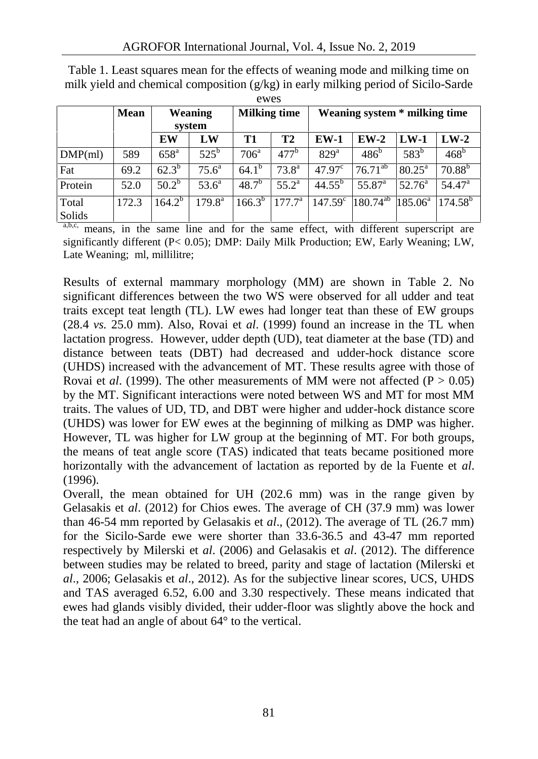Table 1. Least squares mean for the effects of weaning mode and milking time on milk yield and chemical composition (g/kg) in early milking period of Sicilo-Sarde ewes

| | Mean | Weaning system | | Milking time | | Weaning system * milking time | | | |
|---|---|---|---|---|---|---|---|---|---|
| | | EW | LW | T1 | T2 | EW-1 | EW-2 | LW-1 | LW-2 |
| DMP(ml) | 589 | $658^{a}$ | $525^{b}$ | $706^{a}$ | $477^{b}$ | $829^{a}$ | $486^{b}$ | $583^{b}$ | $468^{b}$ |
| Fat | 69.2 | $62.3^{b}$ | $75.6^{a}$ | $64.1^{b}$ | $73.8^{a}$ | $47.97^{c}$ | $76.71^{ab}$ | $80.25^{a}$ | $70.88^{b}$ |
| Protein | 52.0 | $50.2^{b}$ | $53.6^{a}$ | $48.7^{b}$ | $55.2^{a}$ | $44.55^{b}$ | $55.87^{a}$ | $52.76^{a}$ | $54.47^{a}$ |
| Total Solids | 172.3 | $164.2^{b}$ | $179.8^{a}$ | $166.3^{b}$ | $177.7^{a}$ | $147.59^{c}$ | $180.74^{ab}$ | $185.06^{a}$ | $174.58^{b}$ |

[a,b,c,] means, in the same line and for the same effect, with different superscript are significantly different ($P < 0.05$); DMP: Daily Milk Production; EW, Early Weaning; LW, Late Weaning; ml, millilitre;

Results of external mammary morphology (MM) are shown in Table 2. No significant differences between the two WS were observed for all udder and teat traits except teat length (TL). LW ewes had longer teat than these of EW groups (28.4 *vs.* 25.0 mm). Also, Rovai et *al*. (1999) found an increase in the TL when lactation progress. However, udder depth (UD), teat diameter at the base (TD) and distance between teats (DBT) had decreased and udder-hock distance score (UHDS) increased with the advancement of MT. These results agree with those of Rovai et *al*. (1999). The other measurements of MM were not affected ($P > 0.05$) by the MT. Significant interactions were noted between WS and MT for most MM traits. The values of UD, TD, and DBT were higher and udder-hock distance score (UHDS) was lower for EW ewes at the beginning of milking as DMP was higher. However, TL was higher for LW group at the beginning of MT. For both groups, the means of teat angle score (TAS) indicated that teats became positioned more horizontally with the advancement of lactation as reported by de la Fuente et *al*. (1996).

Overall, the mean obtained for UH (202.6 mm) was in the range given by Gelasakis et *al*. (2012) for Chios ewes. The average of CH (37.9 mm) was lower than 46-54 mm reported by Gelasakis et *al*., (2012). The average of TL (26.7 mm) for the Sicilo-Sarde ewe were shorter than 33.6-36.5 and 43-47 mm reported respectively by Milerski et *al*. (2006) and Gelasakis et *al*. (2012). The difference between studies may be related to breed, parity and stage of lactation (Milerski et *al*., 2006; Gelasakis et *al*., 2012). As for the subjective linear scores, UCS, UHDS and TAS averaged 6.52, 6.00 and 3.30 respectively. These means indicated that ewes had glands visibly divided, their udder-floor was slightly above the hock and the teat had an angle of about 64° to the vertical.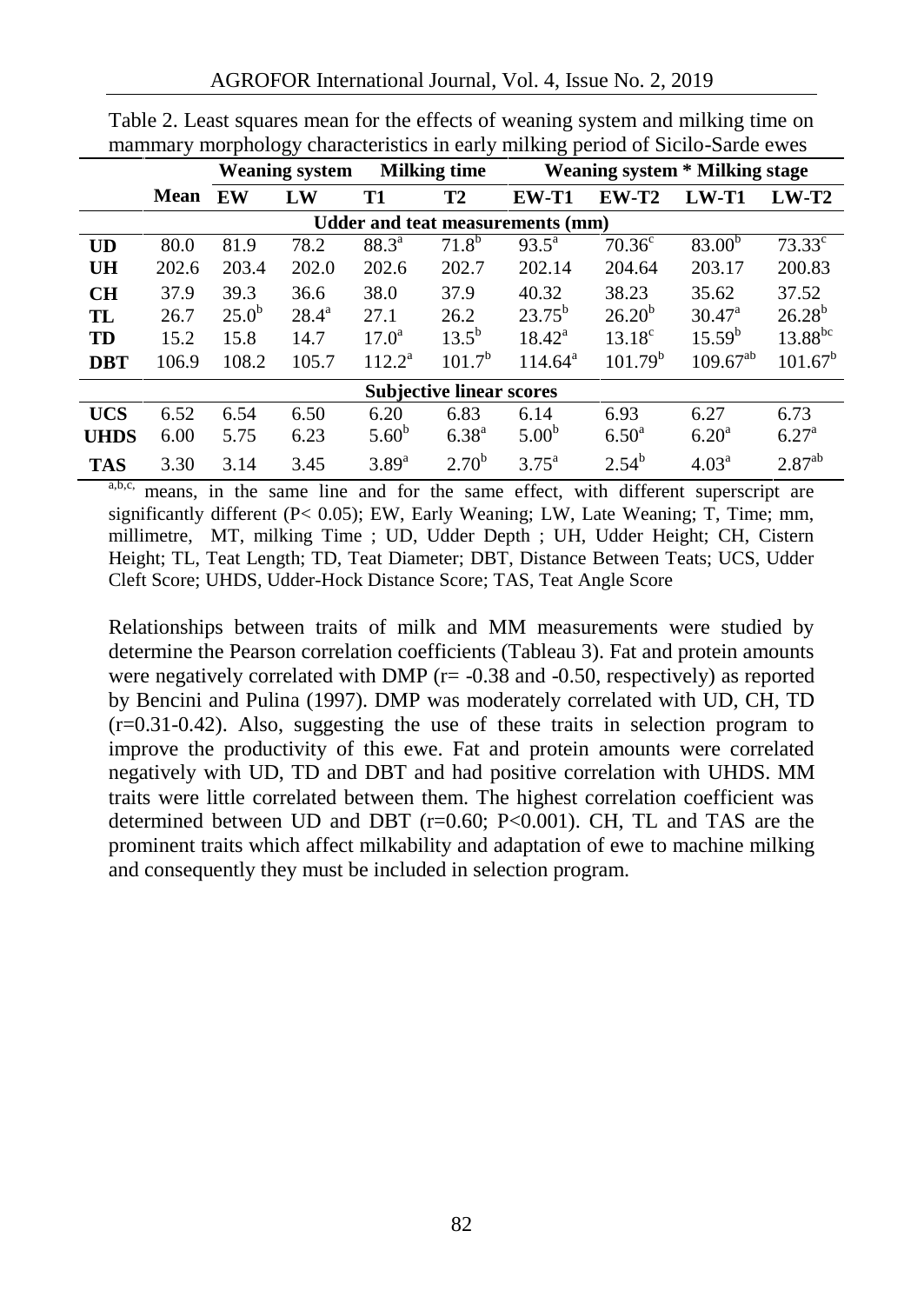Table 2. Least squares mean for the effects of weaning system and milking time on mammary morphology characteristics in early milking period of Sicilo-Sarde ewes

| | Mean | Weaning system | | Milking time | | Weaning system * Milking stage | | | |
|---|---|---|---|---|---|---|---|---|---|
| | | EW | LW | T1 | T2 | EW-T1 | EW-T2 | LW-T1 | LW-T2 |
| **Udder and teat measurements (mm)** | | | | | | | | | |
| **UD** | 80.0 | 81.9 | 78.2 | $88.3^{a}$ | $71.8^{b}$ | $93.5^{a}$ | $70.36^{c}$ | $83.00^{b}$ | $73.33^{c}$ |
| **UH** | 202.6 | 203.4 | 202.0 | 202.6 | 202.7 | 202.14 | 204.64 | 203.17 | 200.83 |
| **CH** | 37.9 | 39.3 | 36.6 | 38.0 | 37.9 | 40.32 | 38.23 | 35.62 | 37.52 |
| **TL** | 26.7 | $25.0^{b}$ | $28.4^{a}$ | 27.1 | 26.2 | $23.75^{b}$ | $26.20^{b}$ | $30.47^{a}$ | $26.28^{b}$ |
| **TD** | 15.2 | 15.8 | 14.7 | $17.0^{a}$ | $13.5^{b}$ | $18.42^{a}$ | $13.18^{c}$ | $15.59^{b}$ | $13.88^{bc}$ |
| **DBT** | 106.9 | 108.2 | 105.7 | $112.2^{a}$ | $101.7^{b}$ | $114.64^{a}$ | $101.79^{b}$ | $109.67^{ab}$ | $101.67^{b}$ |
| **Subjective linear scores** | | | | | | | | | |
| **UCS** | 6.52 | 6.54 | 6.50 | 6.20 | 6.83 | 6.14 | 6.93 | 6.27 | 6.73 |
| **UHDS** | 6.00 | 5.75 | 6.23 | $5.60^{b}$ | $6.38^{a}$ | $5.00^{b}$ | $6.50^{a}$ | $6.20^{a}$ | $6.27^{a}$ |
| **TAS** | 3.30 | 3.14 | 3.45 | $3.89^{a}$ | $2.70^{b}$ | $3.75^{a}$ | $2.54^{b}$ | $4.03^{a}$ | $2.87^{ab}$ |

[a,b,c,] means, in the same line and for the same effect, with different superscript are significantly different ($P< 0.05$); EW, Early Weaning; LW, Late Weaning; T, Time; mm, millimetre, MT, milking Time ; UD, Udder Depth ; UH, Udder Height; CH, Cistern Height; TL, Teat Length; TD, Teat Diameter; DBT, Distance Between Teats; UCS, Udder Cleft Score; UHDS, Udder-Hock Distance Score; TAS, Teat Angle Score

Relationships between traits of milk and MM measurements were studied by determine the Pearson correlation coefficients (Tableau 3). Fat and protein amounts were negatively correlated with DMP ($r= -0.38$ and $-0.50$, respectively) as reported by Bencini and Pulina (1997). DMP was moderately correlated with UD, CH, TD ($r=0.31-0.42$). Also, suggesting the use of these traits in selection program to improve the productivity of this ewe. Fat and protein amounts were correlated negatively with UD, TD and DBT and had positive correlation with UHDS. MM traits were little correlated between them. The highest correlation coefficient was determined between UD and DBT ($r=0.60$; $P<0.001$). CH, TL and TAS are the prominent traits which affect milkability and adaptation of ewe to machine milking and consequently they must be included in selection program.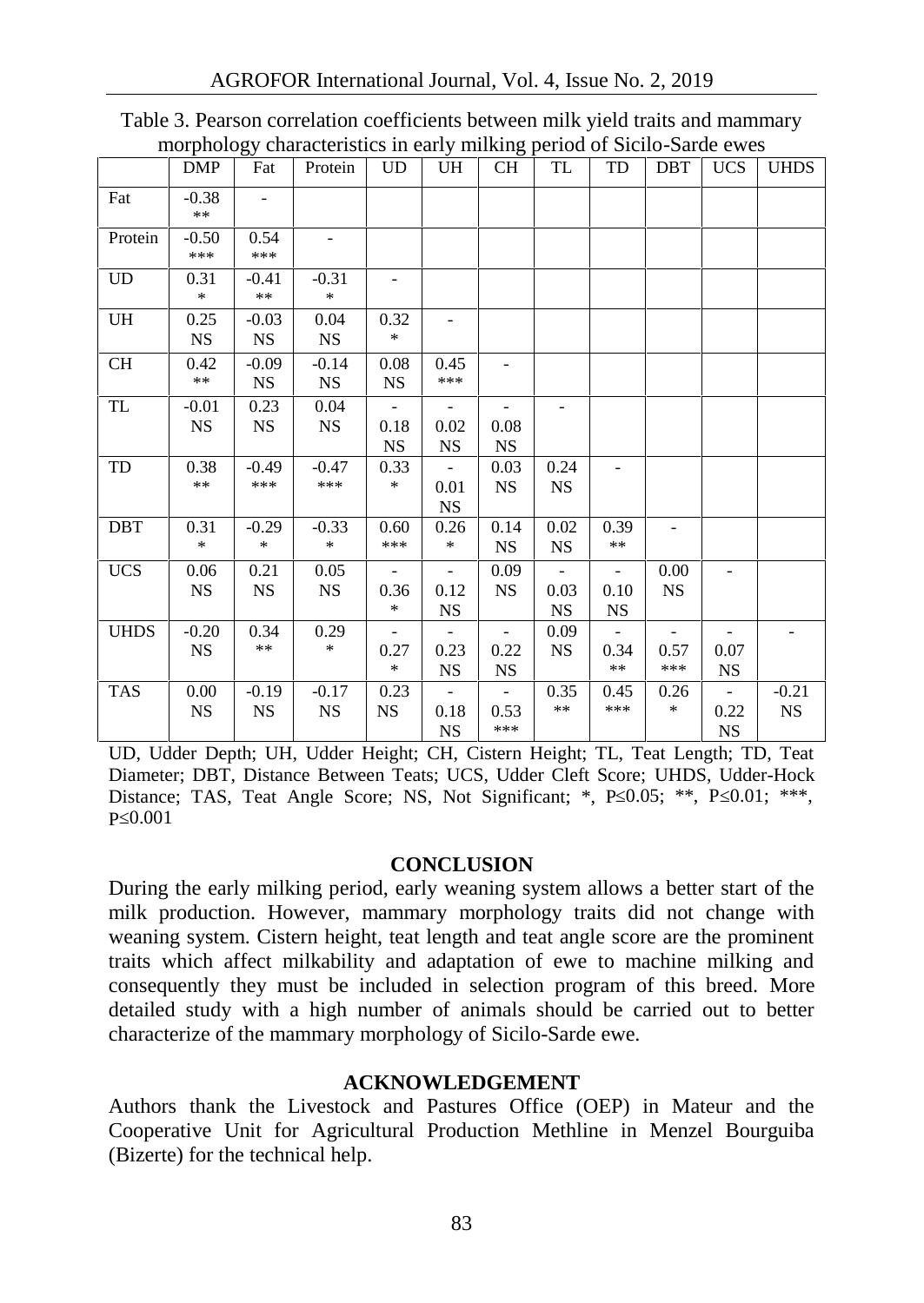Table 3. Pearson correlation coefficients between milk yield traits and mammary morphology characteristics in early milking period of Sicilo-Sarde ewes

| | DMP | Fat | Protein | UD | UH | CH | TL | TD | DBT | UCS | UHDS |
|---|---|---|---|---|---|---|---|---|---|---|---|
| Fat | -0.38 ** | - | | | | | | | | | |
| Protein | -0.50 *** | 0.54 *** | - | | | | | | | | |
| UD | 0.31 * | -0.41 ** | -0.31 * | - | | | | | | | |
| UH | 0.25 NS | -0.03 NS | 0.04 NS | 0.32 * | - | | | | | | |
| CH | 0.42 ** | -0.09 NS | -0.14 NS | 0.08 NS | 0.45 *** | - | | | | | |
| TL | -0.01 NS | 0.23 NS | 0.04 NS | -0.18 NS | -0.02 NS | -0.08 NS | - | | | | |
| TD | 0.38 ** | -0.49 *** | -0.47 *** | 0.33 * | -0.01 NS | 0.03 NS | 0.24 NS | - | | | |
| DBT | 0.31 * | -0.29 * | -0.33 * | 0.60 *** | 0.26 * | 0.14 NS | 0.02 NS | 0.39 ** | - | | |
| UCS | 0.06 NS | 0.21 NS | 0.05 NS | -0.36 * | -0.12 NS | 0.09 NS | -0.03 NS | -0.10 NS | 0.00 NS | - | |
| UHDS | -0.20 NS | 0.34 ** | 0.29 * | -0.27 * | -0.23 NS | -0.22 NS | 0.09 NS | -0.34 ** | -0.57 *** | -0.07 NS | - |
| TAS | 0.00 NS | -0.19 NS | -0.17 NS | 0.23 NS | -0.18 NS | -0.53 *** | 0.35 ** | 0.45 *** | 0.26 * | -0.22 NS | -0.21 NS |

UD, Udder Depth; UH, Udder Height; CH, Cistern Height; TL, Teat Length; TD, Teat Diameter; DBT, Distance Between Teats; UCS, Udder Cleft Score; UHDS, Udder-Hock Distance; TAS, Teat Angle Score; NS, Not Significant; *, P≤0.05; **, P≤0.01; ***, P≤0.001

## CONCLUSION

During the early milking period, early weaning system allows a better start of the milk production. However, mammary morphology traits did not change with weaning system. Cistern height, teat length and teat angle score are the prominent traits which affect milkability and adaptation of ewe to machine milking and consequently they must be included in selection program of this breed. More detailed study with a high number of animals should be carried out to better characterize of the mammary morphology of Sicilo-Sarde ewe.

## ACKNOWLEDGEMENT

Authors thank the Livestock and Pastures Office (OEP) in Mateur and the Cooperative Unit for Agricultural Production Methline in Menzel Bourguiba (Bizerte) for the technical help.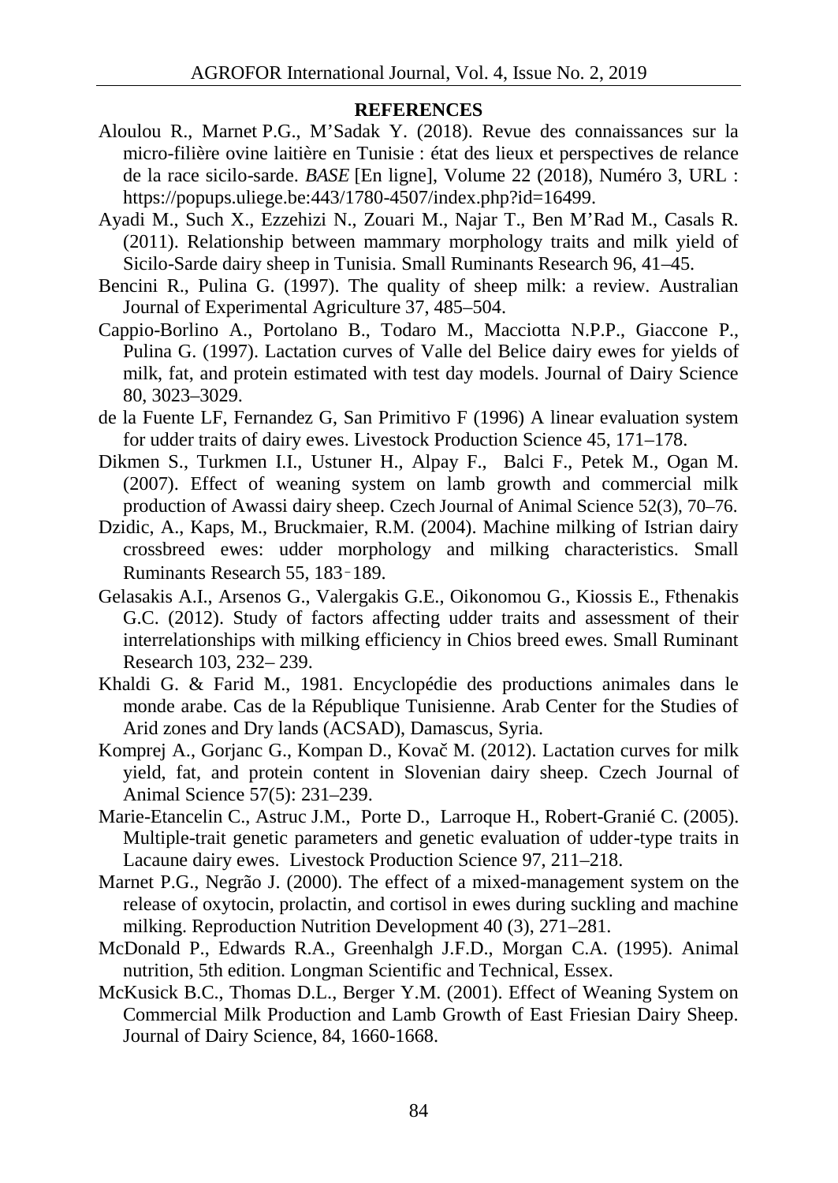## REFERENCES

Aloulou R., Marnet P.G., M'Sadak Y. (2018). Revue des connaissances sur la micro-filière ovine laitière en Tunisie : état des lieux et perspectives de relance de la race sicilo-sarde. *BASE* [En ligne], Volume 22 (2018), Numéro 3, URL : https://popups.uliege.be:443/1780-4507/index.php?id=16499.

Ayadi M., Such X., Ezzehizi N., Zouari M., Najar T., Ben M'Rad M., Casals R. (2011). Relationship between mammary morphology traits and milk yield of Sicilo-Sarde dairy sheep in Tunisia. Small Ruminants Research 96, 41–45.

Bencini R., Pulina G. (1997). The quality of sheep milk: a review. Australian Journal of Experimental Agriculture 37, 485–504.

Cappio-Borlino A., Portolano B., Todaro M., Macciotta N.P.P., Giaccone P., Pulina G. (1997). Lactation curves of Valle del Belice dairy ewes for yields of milk, fat, and protein estimated with test day models. Journal of Dairy Science 80, 3023–3029.

de la Fuente LF, Fernandez G, San Primitivo F (1996) A linear evaluation system for udder traits of dairy ewes. Livestock Production Science 45, 171–178.

Dikmen S., Turkmen I.I., Ustuner H., Alpay F., Balci F., Petek M., Ogan M. (2007). Effect of weaning system on lamb growth and commercial milk production of Awassi dairy sheep. Czech Journal of Animal Science 52(3), 70–76.

Dzidic, A., Kaps, M., Bruckmaier, R.M. (2004). Machine milking of Istrian dairy crossbreed ewes: udder morphology and milking characteristics. Small Ruminants Research 55, 183–189.

Gelasakis A.I., Arsenos G., Valergakis G.E., Oikonomou G., Kiossis E., Fthenakis G.C. (2012). Study of factors affecting udder traits and assessment of their interrelationships with milking efficiency in Chios breed ewes. Small Ruminant Research 103, 232– 239.

Khaldi G. & Farid M., 1981. Encyclopédie des productions animales dans le monde arabe. Cas de la République Tunisienne. Arab Center for the Studies of Arid zones and Dry lands (ACSAD), Damascus, Syria.

Komprej A., Gorjanc G., Kompan D., Kovač M. (2012). Lactation curves for milk yield, fat, and protein content in Slovenian dairy sheep. Czech Journal of Animal Science 57(5): 231–239.

Marie-Etancelin C., Astruc J.M., Porte D., Larroque H., Robert-Granié C. (2005). Multiple-trait genetic parameters and genetic evaluation of udder-type traits in Lacaune dairy ewes. Livestock Production Science 97, 211–218.

Marnet P.G., Negrão J. (2000). The effect of a mixed-management system on the release of oxytocin, prolactin, and cortisol in ewes during suckling and machine milking. Reproduction Nutrition Development 40 (3), 271–281.

McDonald P., Edwards R.A., Greenhalgh J.F.D., Morgan C.A. (1995). Animal nutrition, 5th edition. Longman Scientific and Technical, Essex.

McKusick B.C., Thomas D.L., Berger Y.M. (2001). Effect of Weaning System on Commercial Milk Production and Lamb Growth of East Friesian Dairy Sheep. Journal of Dairy Science, 84, 1660-1668.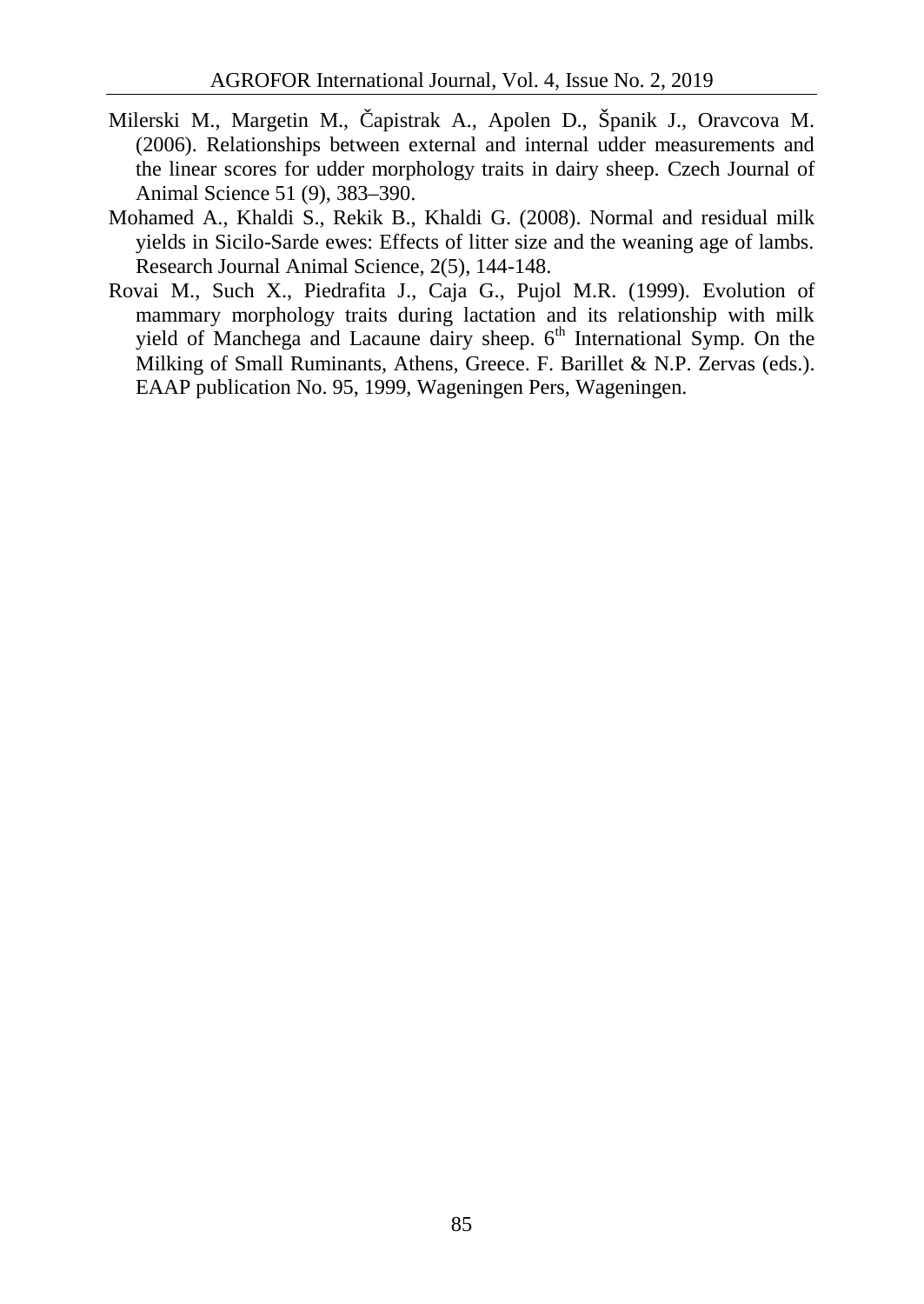Milerski M., Margetin M., Čapistrak A., Apolen D., Španik J., Oravcova M. (2006). Relationships between external and internal udder measurements and the linear scores for udder morphology traits in dairy sheep. Czech Journal of Animal Science 51 (9), 383–390.

Mohamed A., Khaldi S., Rekik B., Khaldi G. (2008). Normal and residual milk yields in Sicilo-Sarde ewes: Effects of litter size and the weaning age of lambs. Research Journal Animal Science, 2(5), 144-148.

Rovai M., Such X., Piedrafita J., Caja G., Pujol M.R. (1999). Evolution of mammary morphology traits during lactation and its relationship with milk yield of Manchega and Lacaune dairy sheep. 6th International Symp. On the Milking of Small Ruminants, Athens, Greece. F. Barillet & N.P. Zervas (eds.). EAAP publication No. 95, 1999, Wageningen Pers, Wageningen.